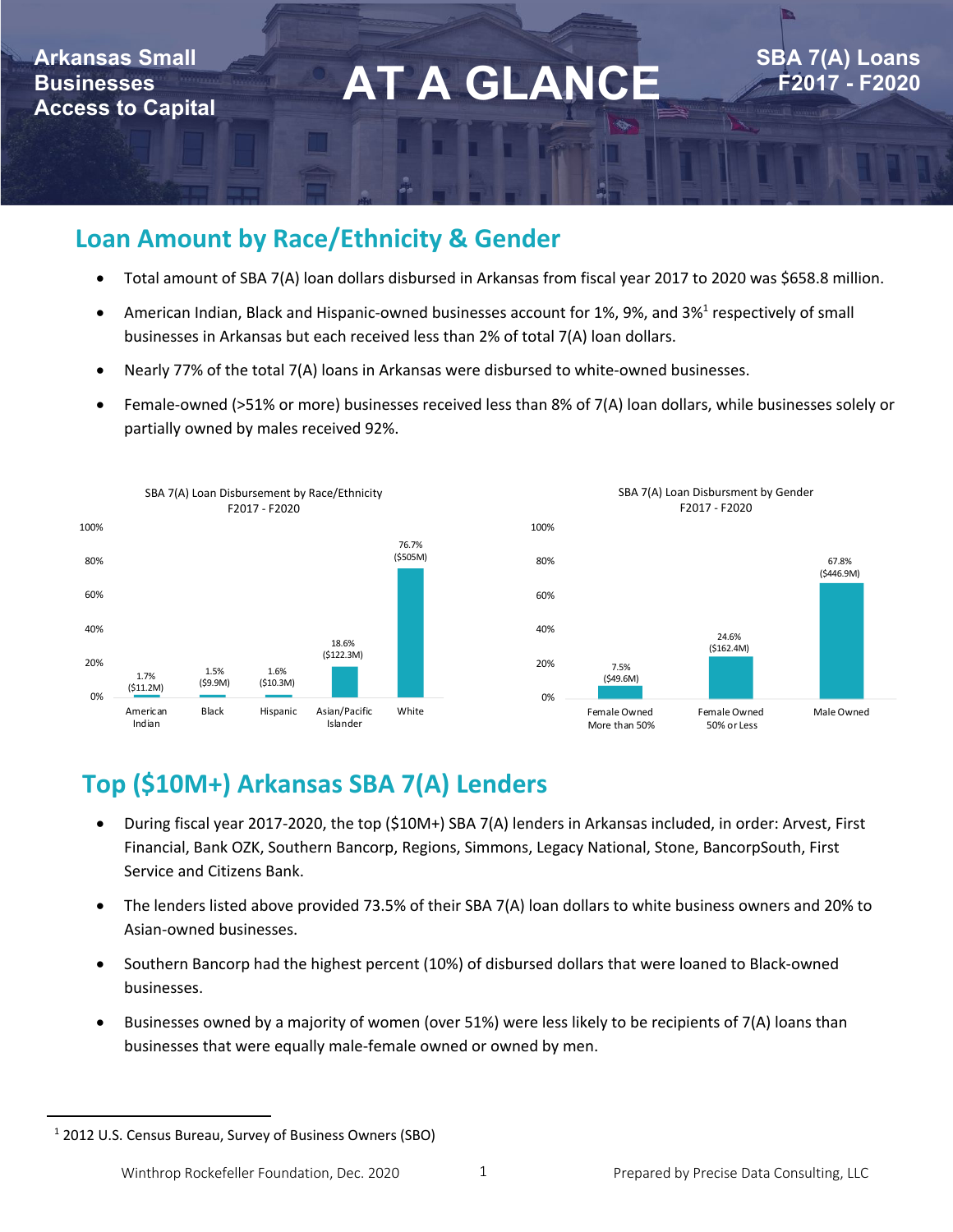Arkansas Small Businesses Access to Capital

# AT A GLANCE

SBA 7(A) Loans F2017 - F2020

## Loan Amount by Race/Ethnicity & Gender

- Total amount of SBA 7(A) loan dollars disbursed in Arkansas from fiscal year 2017 to 2020 was $658.8 million.
- American Indian, Black and Hispanic-owned businesses account for 1%, 9%, and 3%[1] respectively of small businesses in Arkansas but each received less than 2% of total 7(A) loan dollars.
- Nearly 77% of the total 7(A) loans in Arkansas were disbursed to white-owned businesses.
- Female-owned (>51% or more) businesses received less than 8% of 7(A) loan dollars, while businesses solely or partially owned by males received 92%.

SBA 7(A) Loan Disbursement by Race/Ethnicity F2017 - F2020

| Race/Ethnicity | Percent | Amount |
|---|---|---|
| American Indian | 1.7% | ($11.2M) |
| Black | 1.5% | ($9.9M) |
| Hispanic | 1.6% | ($10.3M) |
| Asian/Pacific Islander | 18.6% | ($122.3M) |
| White | 76.7% | ($505M) |

SBA 7(A) Loan Disbursement by Gender F2017 - F2020

| Gender | Percent | Amount |
|---|---|---|
| Female Owned More than 50% | 7.5% | ($49.6M) |
| Female Owned 50% or Less | 24.6% | ($162.4M) |
| Male Owned | 67.8% | ($446.9M) |

## Top ($10M+) Arkansas SBA 7(A) Lenders

- During fiscal year 2017-2020, the top ($10M+) SBA 7(A) lenders in Arkansas included, in order: Arvest, First Financial, Bank OZK, Southern Bancorp, Regions, Simmons, Legacy National, Stone, BancorpSouth, First Service and Citizens Bank.
- The lenders listed above provided 73.5% of their SBA 7(A) loan dollars to white business owners and 20% to Asian-owned businesses.
- Southern Bancorp had the highest percent (10%) of disbursed dollars that were loaned to Black-owned businesses.
- Businesses owned by a majority of women (over 51%) were less likely to be recipients of 7(A) loans than businesses that were equally male-female owned or owned by men.

[1] 2012 U.S. Census Bureau, Survey of Business Owners (SBO)

Winthrop Rockefeller Foundation, Dec. 2020 — Prepared by Precise Data Consulting, LLC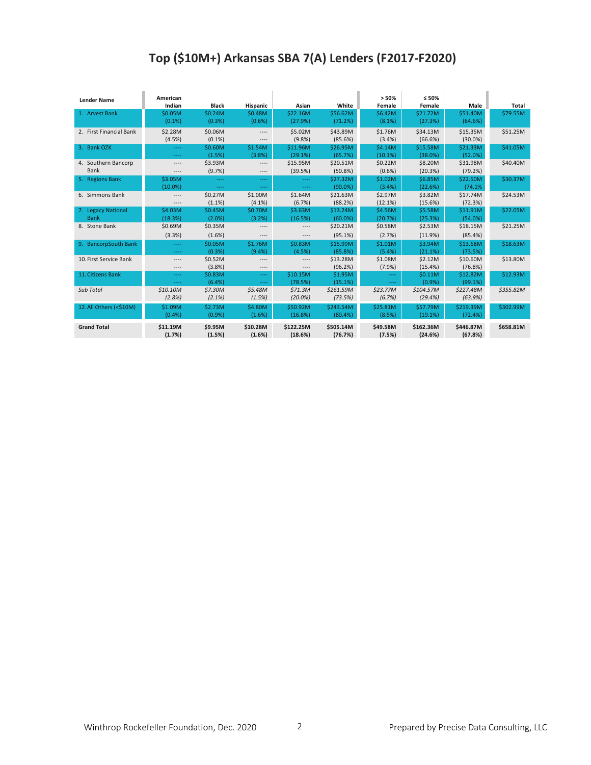# Top ($10M+) Arkansas SBA 7(A) Lenders (F2017-F2020)

| Lender Name | American Indian | Black | Hispanic | Asian | White | > 50% Female | ≤ 50% Female | Male | Total |
|---|---|---|---|---|---|---|---|---|---|
| 1. Arvest Bank | $0.05M (0.1%) | $0.24M (0.3%) | $0.48M (0.6%) | $22.16M (27.9%) | $56.62M (71.2%) | $6.42M (8.1%) | $21.72M (27.3%) | $51.40M (64.6%) | $79.55M |
| 2. First Financial Bank | $2.28M (4.5%) | $0.06M (0.1%) | ---- ---- | $5.02M (9.8%) | $43.89M (85.6%) | $1.76M (3.4%) | $34.13M (66.6%) | $15.35M (30.0%) | $51.25M |
| 3. Bank OZK | ---- ---- | $0.60M (1.5%) | $1.54M (3.8%) | $11.96M (29.1%) | $26.95M (65.7%) | $4.14M (10.1%) | $15.58M (38.0%) | $21.33M (52.0%) | $41.05M |
| 4. Southern Bancorp Bank | ---- ---- | $3.93M (9.7%) | ---- ---- | $15.95M (39.5%) | $20.51M (50.8%) | $0.22M (0.6%) | $8.20M (20.3%) | $31.98M (79.2%) | $40.40M |
| 5. Regions Bank | $3.05M (10.0%) | ---- ---- | ---- ---- | ---- ---- | $27.32M (90.0%) | $1.02M (3.4%) | $6.85M (22.6%) | $22.50M (74.1% | $30.37M |
| 6. Simmons Bank | ---- ---- | $0.27M (1.1%) | $1.00M (4.1%) | $1.64M (6.7%) | $21.63M (88.2%) | $2.97M (12.1%) | $3.82M (15.6%) | $17.74M (72.3%) | $24.53M |
| 7. Legacy National Bank | $4.03M (18.3%) | $0.45M (2.0%) | $0.70M (3.2%) | $3.63M (16.5%) | $13.24M (60.0%) | $4.56M (20.7%) | $5.58M (25.3%) | $11.91M (54.0%) | $22.05M |
| 8. Stone Bank | $0.69M (3.3%) | $0.35M (1.6%) | ---- ---- | ---- ---- | $20.21M (95.1%) | $0.58M (2.7%) | $2.53M (11.9%) | $18.15M (85.4%) | $21.25M |
| 9. BancorpSouth Bank | ---- ---- | $0.05M (0.3%) | $1.76M (9.4%) | $0.83M (4.5%) | $15.99M (85.8%) | $1.01M (5.4%) | $3.94M (21.1%) | $13.68M (73.5%) | $18.63M |
| 10. First Service Bank | ---- ---- | $0.52M (3.8%) | ---- ---- | ---- ---- | $13.28M (96.2%) | $1.08M (7.9%) | $2.12M (15.4%) | $10.60M (76.8%) | $13.80M |
| 11. Citizens Bank | ---- ---- | $0.83M (6.4%) | ---- ---- | $10.15M (78.5%) | $1.95M (15.1%) | ---- ---- | $0.11M (0.9%) | $12.82M (99.1%) | $12.93M |
| *Sub Total* | *$10.10M (2.8%)* | *$7.30M (2.1%)* | *$5.48M (1.5%)* | *$71.3M (20.0%)* | *$261.59M (73.5%)* | *$23.77M (6.7%)* | *$104.57M (29.4%)* | *$227.48M (63.9%)* | *$355.82M* |
| 12. All Others (<$10M) | $1.09M (0.4%) | $2.73M (0.9%) | $4.80M (1.6%) | $50.92M (16.8%) | $243.54M (80.4%) | $25.81M (8.5%) | $57.79M (19.1%) | $219.39M (72.4%) | $302.99M |
| **Grand Total** | **$11.19M (1.7%)** | **$9.95M (1.5%)** | **$10.28M (1.6%)** | **$122.25M (18.6%)** | **$505.14M (76.7%)** | **$49.58M (7.5%)** | **$162.36M (24.6%)** | **$446.87M (67.8%)** | **$658.81M** |

Winthrop Rockefeller Foundation, Dec. 2020 | Prepared by Precise Data Consulting, LLC